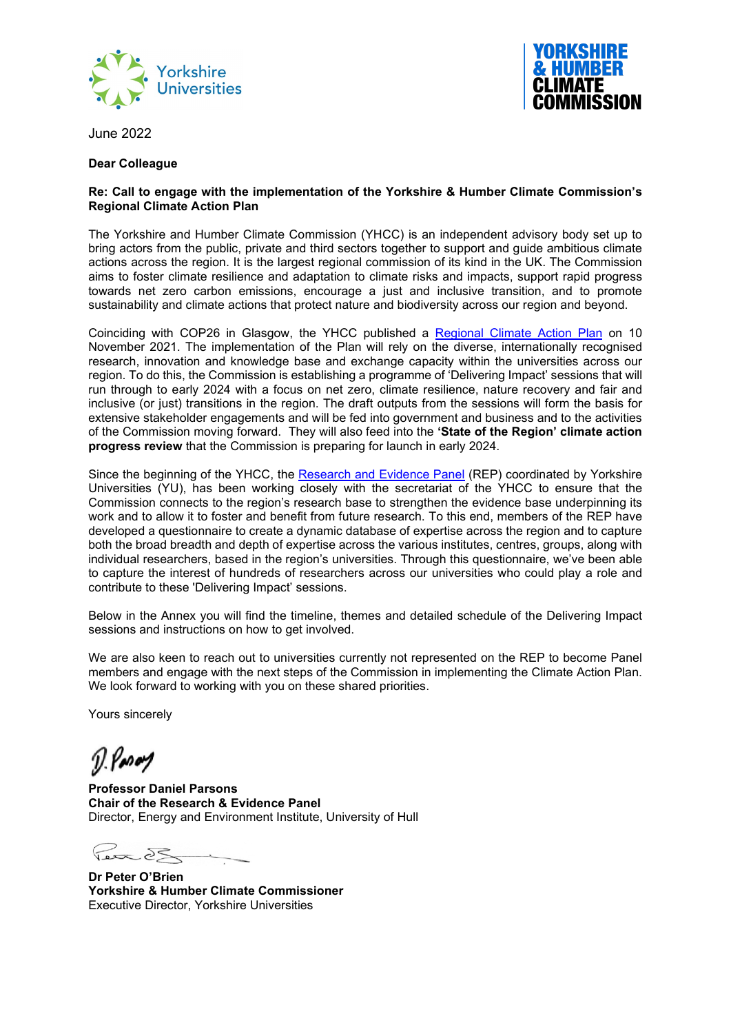June 2022

**Dear Colleague**

**Re: Call to engage with the implementation of the Yorkshire & Humber Climate Commission's Regional Climate Action Plan**

The Yorkshire and Humber Climate Commission (YHCC) is an independent advisory body set up to bring actors from the public, private and third sectors together to support and guide ambitious climate actions across the region. It is the largest regional commission of its kind in the UK. The Commission aims to foster climate resilience and adaptation to climate risks and impacts, support rapid progress towards net zero carbon emissions, encourage a just and inclusive transition, and to promote sustainability and climate actions that protect nature and biodiversity across our region and beyond.

Coinciding with COP26 in Glasgow, the YHCC published a Regional Climate Action Plan on 10 November 2021. The implementation of the Plan will rely on the diverse, internationally recognised research, innovation and knowledge base and exchange capacity within the universities across our region. To do this, the Commission is establishing a programme of 'Delivering Impact' sessions that will run through to early 2024 with a focus on net zero, climate resilience, nature recovery and fair and inclusive (or just) transitions in the region. The draft outputs from the sessions will form the basis for extensive stakeholder engagements and will be fed into government and business and to the activities of the Commission moving forward. They will also feed into the **'State of the Region' climate action progress review** that the Commission is preparing for launch in early 2024.

Since the beginning of the YHCC, the Research and Evidence Panel (REP) coordinated by Yorkshire Universities (YU), has been working closely with the secretariat of the YHCC to ensure that the Commission connects to the region's research base to strengthen the evidence base underpinning its work and to allow it to foster and benefit from future research. To this end, members of the REP have developed a questionnaire to create a dynamic database of expertise across the region and to capture both the broad breadth and depth of expertise across the various institutes, centres, groups, along with individual researchers, based in the region's universities. Through this questionnaire, we've been able to capture the interest of hundreds of researchers across our universities who could play a role and contribute to these 'Delivering Impact' sessions.

Below in the Annex you will find the timeline, themes and detailed schedule of the Delivering Impact sessions and instructions on how to get involved.

We are also keen to reach out to universities currently not represented on the REP to become Panel members and engage with the next steps of the Commission in implementing the Climate Action Plan. We look forward to working with you on these shared priorities.

Yours sincerely

**Professor Daniel Parsons**
**Chair of the Research & Evidence Panel**
Director, Energy and Environment Institute, University of Hull

**Dr Peter O'Brien**
**Yorkshire & Humber Climate Commissioner**
Executive Director, Yorkshire Universities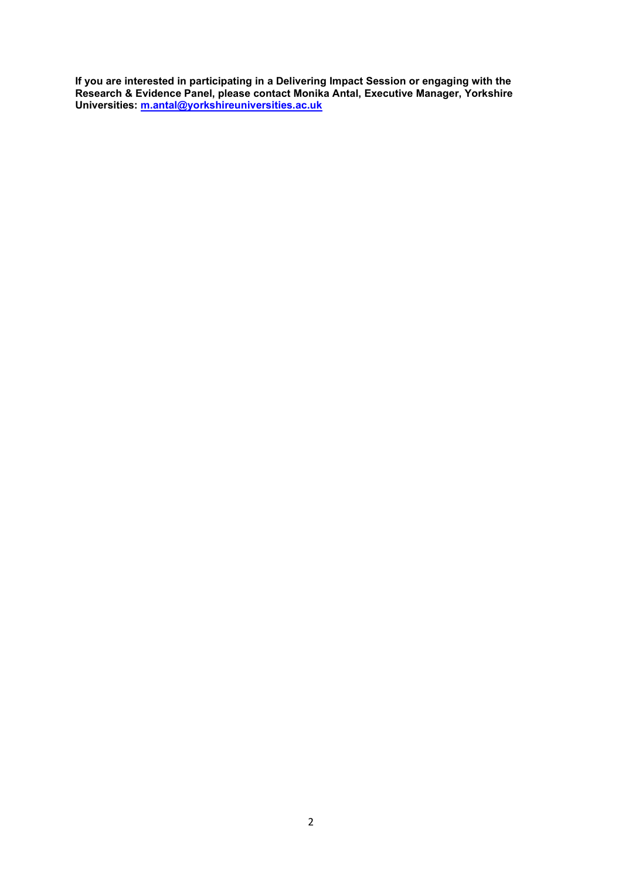**If you are interested in participating in a Delivering Impact Session or engaging with the Research & Evidence Panel, please contact Monika Antal, Executive Manager, Yorkshire Universities: [m.antal@yorkshireuniversities.ac.uk](mailto:m.antal@yorkshireuniversities.ac.uk)**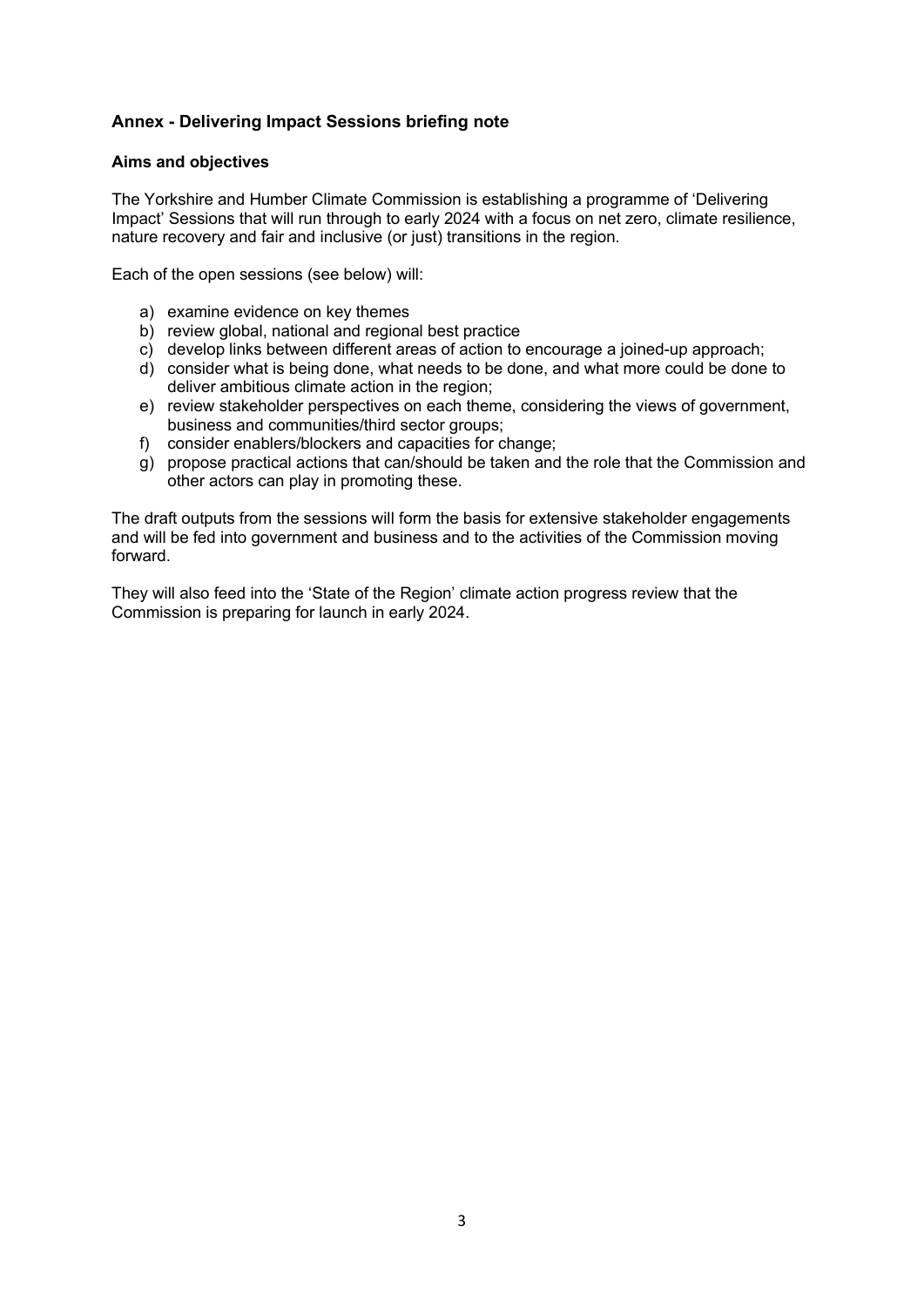## Annex - Delivering Impact Sessions briefing note

### Aims and objectives

The Yorkshire and Humber Climate Commission is establishing a programme of 'Delivering Impact' Sessions that will run through to early 2024 with a focus on net zero, climate resilience, nature recovery and fair and inclusive (or just) transitions in the region.

Each of the open sessions (see below) will:

a) examine evidence on key themes
b) review global, national and regional best practice
c) develop links between different areas of action to encourage a joined-up approach;
d) consider what is being done, what needs to be done, and what more could be done to deliver ambitious climate action in the region;
e) review stakeholder perspectives on each theme, considering the views of government, business and communities/third sector groups;
f) consider enablers/blockers and capacities for change;
g) propose practical actions that can/should be taken and the role that the Commission and other actors can play in promoting these.

The draft outputs from the sessions will form the basis for extensive stakeholder engagements and will be fed into government and business and to the activities of the Commission moving forward.

They will also feed into the 'State of the Region' climate action progress review that the Commission is preparing for launch in early 2024.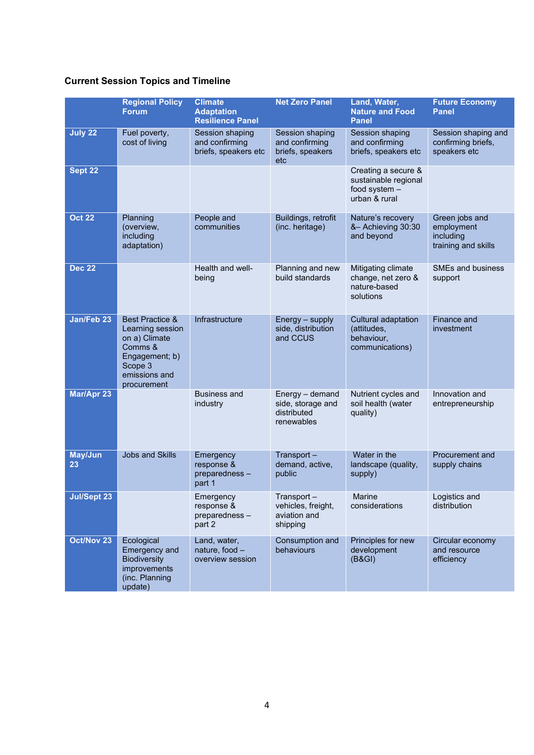**Current Session Topics and Timeline**

| | Regional Policy Forum | Climate Adaptation Resilience Panel | Net Zero Panel | Land, Water, Nature and Food Panel | Future Economy Panel |
|---|---|---|---|---|---|
| **July 22** | Fuel poverty, cost of living | Session shaping and confirming briefs, speakers etc | Session shaping and confirming briefs, speakers etc | Session shaping and confirming briefs, speakers etc | Session shaping and confirming briefs, speakers etc |
| **Sept 22** | | | | Creating a secure & sustainable regional food system – urban & rural | |
| **Oct 22** | Planning (overview, including adaptation) | People and communities | Buildings, retrofit (inc. heritage) | Nature's recovery &– Achieving 30:30 and beyond | Green jobs and employment including training and skills |
| **Dec 22** | | Health and well-being | Planning and new build standards | Mitigating climate change, net zero & nature-based solutions | SMEs and business support |
| **Jan/Feb 23** | Best Practice & Learning session on a) Climate Comms & Engagement; b) Scope 3 emissions and procurement | Infrastructure | Energy – supply side, distribution and CCUS | Cultural adaptation (attitudes, behaviour, communications) | Finance and investment |
| **Mar/Apr 23** | | Business and industry | Energy – demand side, storage and distributed renewables | Nutrient cycles and soil health (water quality) | Innovation and entrepreneurship |
| **May/Jun 23** | Jobs and Skills | Emergency response & preparedness – part 1 | Transport – demand, active, public | Water in the landscape (quality, supply) | Procurement and supply chains |
| **Jul/Sept 23** | | Emergency response & preparedness – part 2 | Transport – vehicles, freight, aviation and shipping | Marine considerations | Logistics and distribution |
| **Oct/Nov 23** | Ecological Emergency and Biodiversity improvements (inc. Planning update) | Land, water, nature, food – overview session | Consumption and behaviours | Principles for new development (B&GI) | Circular economy and resource efficiency |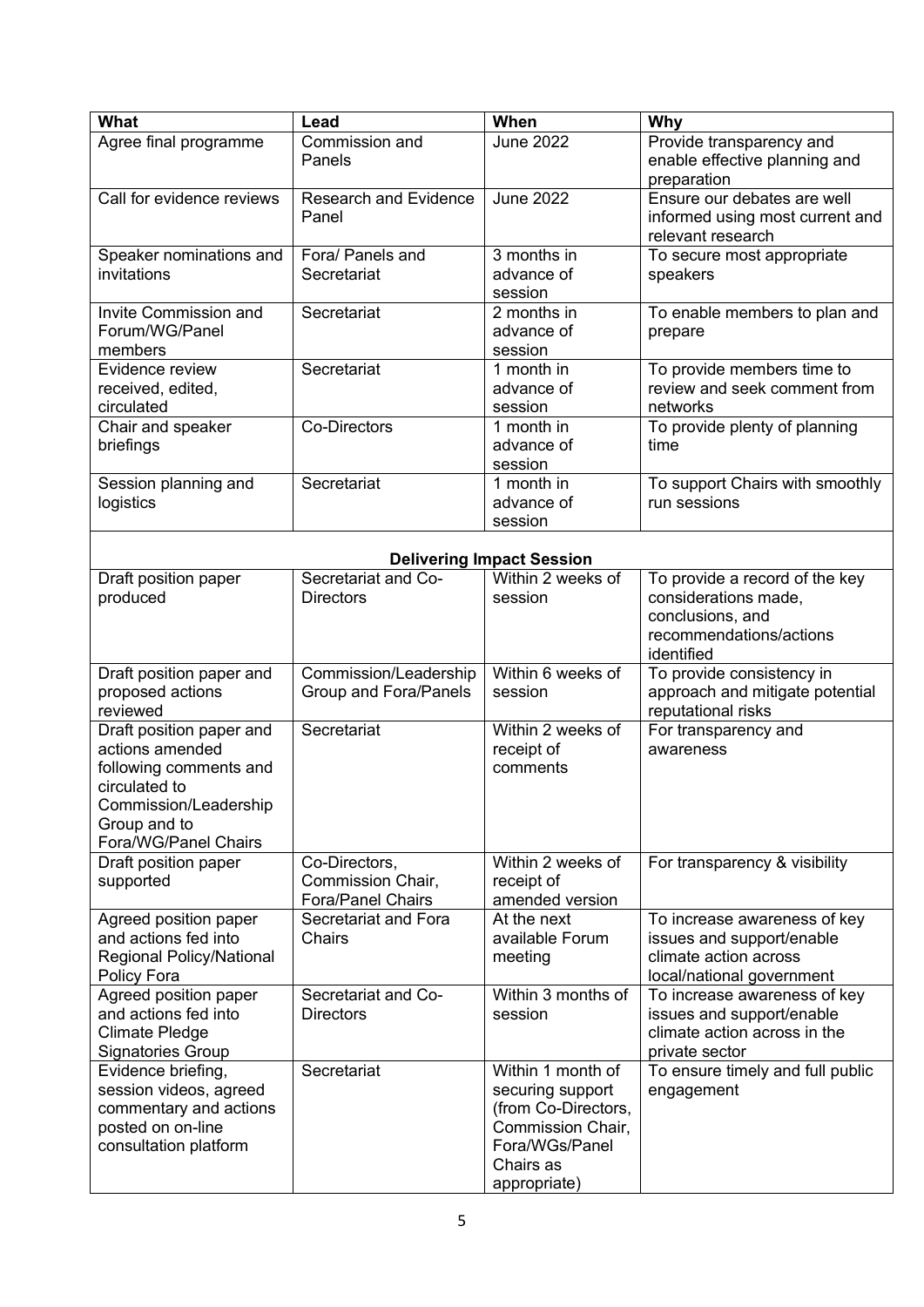| What | Lead | When | Why |
|---|---|---|---|
| Agree final programme | Commission and Panels | June 2022 | Provide transparency and enable effective planning and preparation |
| Call for evidence reviews | Research and Evidence Panel | June 2022 | Ensure our debates are well informed using most current and relevant research |
| Speaker nominations and invitations | Fora/ Panels and Secretariat | 3 months in advance of session | To secure most appropriate speakers |
| Invite Commission and Forum/WG/Panel members | Secretariat | 2 months in advance of session | To enable members to plan and prepare |
| Evidence review received, edited, circulated | Secretariat | 1 month in advance of session | To provide members time to review and seek comment from networks |
| Chair and speaker briefings | Co-Directors | 1 month in advance of session | To provide plenty of planning time |
| Session planning and logistics | Secretariat | 1 month in advance of session | To support Chairs with smoothly run sessions |
| **Delivering Impact Session** | | | |
| Draft position paper produced | Secretariat and Co-Directors | Within 2 weeks of session | To provide a record of the key considerations made, conclusions, and recommendations/actions identified |
| Draft position paper and proposed actions reviewed | Commission/Leadership Group and Fora/Panels | Within 6 weeks of session | To provide consistency in approach and mitigate potential reputational risks |
| Draft position paper and actions amended following comments and circulated to Commission/Leadership Group and to Fora/WG/Panel Chairs | Secretariat | Within 2 weeks of receipt of comments | For transparency and awareness |
| Draft position paper supported | Co-Directors, Commission Chair, Fora/Panel Chairs | Within 2 weeks of receipt of amended version | For transparency & visibility |
| Agreed position paper and actions fed into Regional Policy/National Policy Fora | Secretariat and Fora Chairs | At the next available Forum meeting | To increase awareness of key issues and support/enable climate action across local/national government |
| Agreed position paper and actions fed into Climate Pledge Signatories Group | Secretariat and Co-Directors | Within 3 months of session | To increase awareness of key issues and support/enable climate action across in the private sector |
| Evidence briefing, session videos, agreed commentary and actions posted on on-line consultation platform | Secretariat | Within 1 month of securing support (from Co-Directors, Commission Chair, Fora/WGs/Panel Chairs as appropriate) | To ensure timely and full public engagement |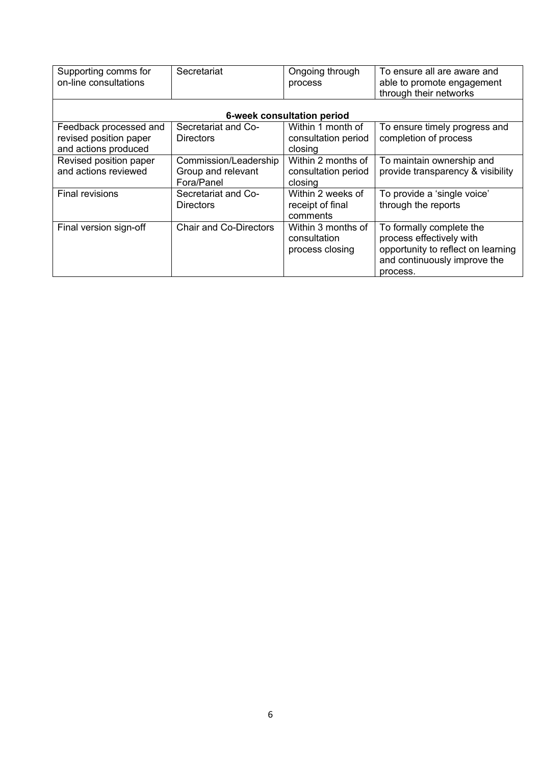| | | | |
|---|---|---|---|
| Supporting comms for on-line consultations | Secretariat | Ongoing through process | To ensure all are aware and able to promote engagement through their networks |
| **6-week consultation period** | | | |
| Feedback processed and revised position paper and actions produced | Secretariat and Co-Directors | Within 1 month of consultation period closing | To ensure timely progress and completion of process |
| Revised position paper and actions reviewed | Commission/Leadership Group and relevant Fora/Panel | Within 2 months of consultation period closing | To maintain ownership and provide transparency & visibility |
| Final revisions | Secretariat and Co-Directors | Within 2 weeks of receipt of final comments | To provide a 'single voice' through the reports |
| Final version sign-off | Chair and Co-Directors | Within 3 months of consultation process closing | To formally complete the process effectively with opportunity to reflect on learning and continuously improve the process. |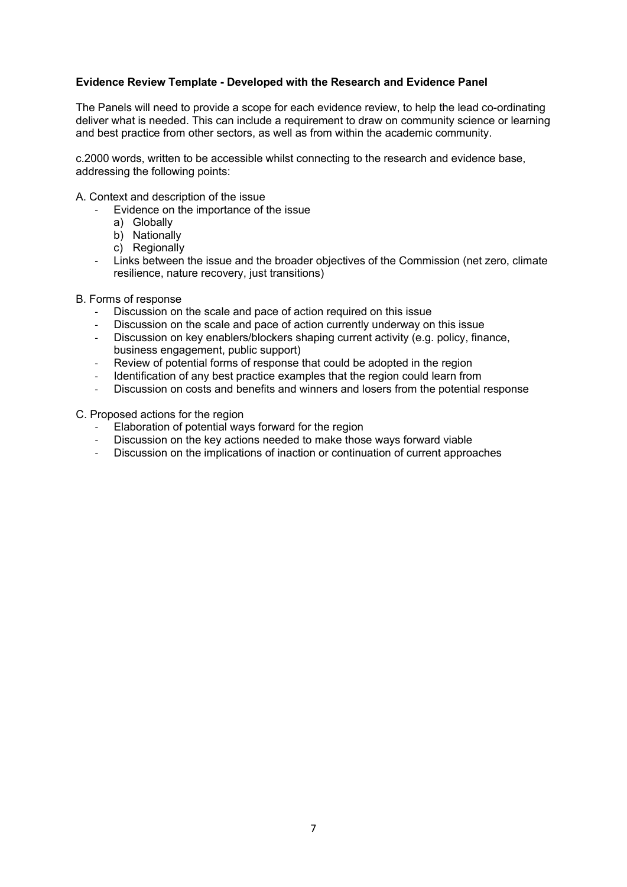**Evidence Review Template - Developed with the Research and Evidence Panel**

The Panels will need to provide a scope for each evidence review, to help the lead co-ordinating deliver what is needed. This can include a requirement to draw on community science or learning and best practice from other sectors, as well as from within the academic community.

c.2000 words, written to be accessible whilst connecting to the research and evidence base, addressing the following points:

A. Context and description of the issue

- Evidence on the importance of the issue
  a) Globally
  b) Nationally
  c) Regionally
- Links between the issue and the broader objectives of the Commission (net zero, climate resilience, nature recovery, just transitions)

B. Forms of response

- Discussion on the scale and pace of action required on this issue
- Discussion on the scale and pace of action currently underway on this issue
- Discussion on key enablers/blockers shaping current activity (e.g. policy, finance, business engagement, public support)
- Review of potential forms of response that could be adopted in the region
- Identification of any best practice examples that the region could learn from
- Discussion on costs and benefits and winners and losers from the potential response

C. Proposed actions for the region

- Elaboration of potential ways forward for the region
- Discussion on the key actions needed to make those ways forward viable
- Discussion on the implications of inaction or continuation of current approaches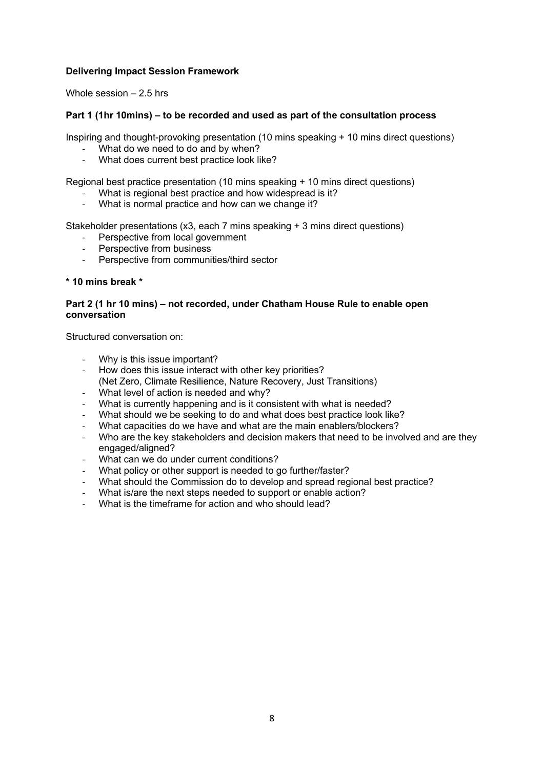**Delivering Impact Session Framework**

Whole session – 2.5 hrs

**Part 1 (1hr 10mins) – to be recorded and used as part of the consultation process**

Inspiring and thought-provoking presentation (10 mins speaking + 10 mins direct questions)

- What do we need to do and by when?
- What does current best practice look like?

Regional best practice presentation (10 mins speaking + 10 mins direct questions)

- What is regional best practice and how widespread is it?
- What is normal practice and how can we change it?

Stakeholder presentations (x3, each 7 mins speaking + 3 mins direct questions)

- Perspective from local government
- Perspective from business
- Perspective from communities/third sector

**\* 10 mins break \***

**Part 2 (1 hr 10 mins) – not recorded, under Chatham House Rule to enable open conversation**

Structured conversation on:

- Why is this issue important?
- How does this issue interact with other key priorities? (Net Zero, Climate Resilience, Nature Recovery, Just Transitions)
- What level of action is needed and why?
- What is currently happening and is it consistent with what is needed?
- What should we be seeking to do and what does best practice look like?
- What capacities do we have and what are the main enablers/blockers?
- Who are the key stakeholders and decision makers that need to be involved and are they engaged/aligned?
- What can we do under current conditions?
- What policy or other support is needed to go further/faster?
- What should the Commission do to develop and spread regional best practice?
- What is/are the next steps needed to support or enable action?
- What is the timeframe for action and who should lead?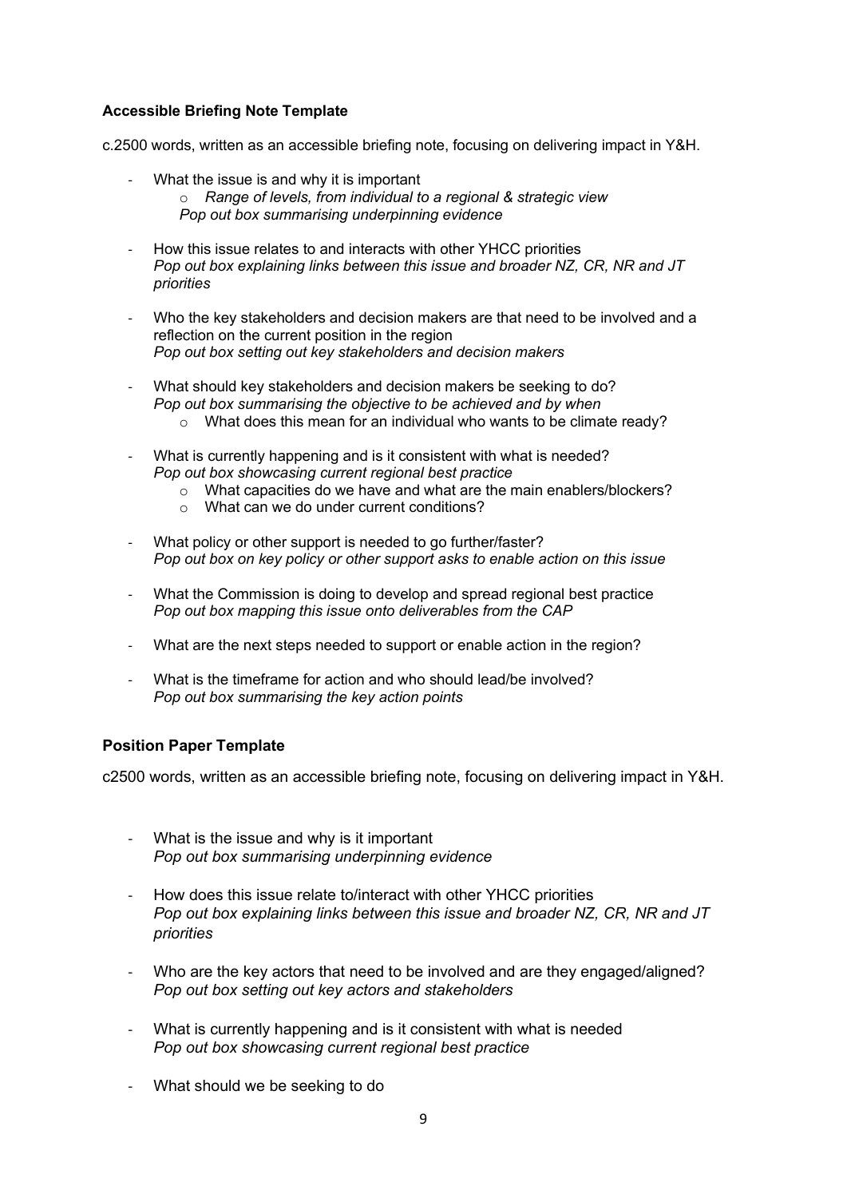**Accessible Briefing Note Template**

c.2500 words, written as an accessible briefing note, focusing on delivering impact in Y&H.

- What the issue is and why it is important
    - *Range of levels, from individual to a regional & strategic view*

  *Pop out box summarising underpinning evidence*

- How this issue relates to and interacts with other YHCC priorities
  *Pop out box explaining links between this issue and broader NZ, CR, NR and JT priorities*

- Who the key stakeholders and decision makers are that need to be involved and a reflection on the current position in the region
  *Pop out box setting out key stakeholders and decision makers*

- What should key stakeholders and decision makers be seeking to do?
  *Pop out box summarising the objective to be achieved and by when*
    - What does this mean for an individual who wants to be climate ready?

- What is currently happening and is it consistent with what is needed?
  *Pop out box showcasing current regional best practice*
    - What capacities do we have and what are the main enablers/blockers?
    - What can we do under current conditions?

- What policy or other support is needed to go further/faster?
  *Pop out box on key policy or other support asks to enable action on this issue*

- What the Commission is doing to develop and spread regional best practice
  *Pop out box mapping this issue onto deliverables from the CAP*

- What are the next steps needed to support or enable action in the region?

- What is the timeframe for action and who should lead/be involved?
  *Pop out box summarising the key action points*

**Position Paper Template**

c2500 words, written as an accessible briefing note, focusing on delivering impact in Y&H.

- What is the issue and why it is important
  *Pop out box summarising underpinning evidence*

- How does this issue relate to/interact with other YHCC priorities
  *Pop out box explaining links between this issue and broader NZ, CR, NR and JT priorities*

- Who are the key actors that need to be involved and are they engaged/aligned?
  *Pop out box setting out key actors and stakeholders*

- What is currently happening and is it consistent with what is needed
  *Pop out box showcasing current regional best practice*

- What should we be seeking to do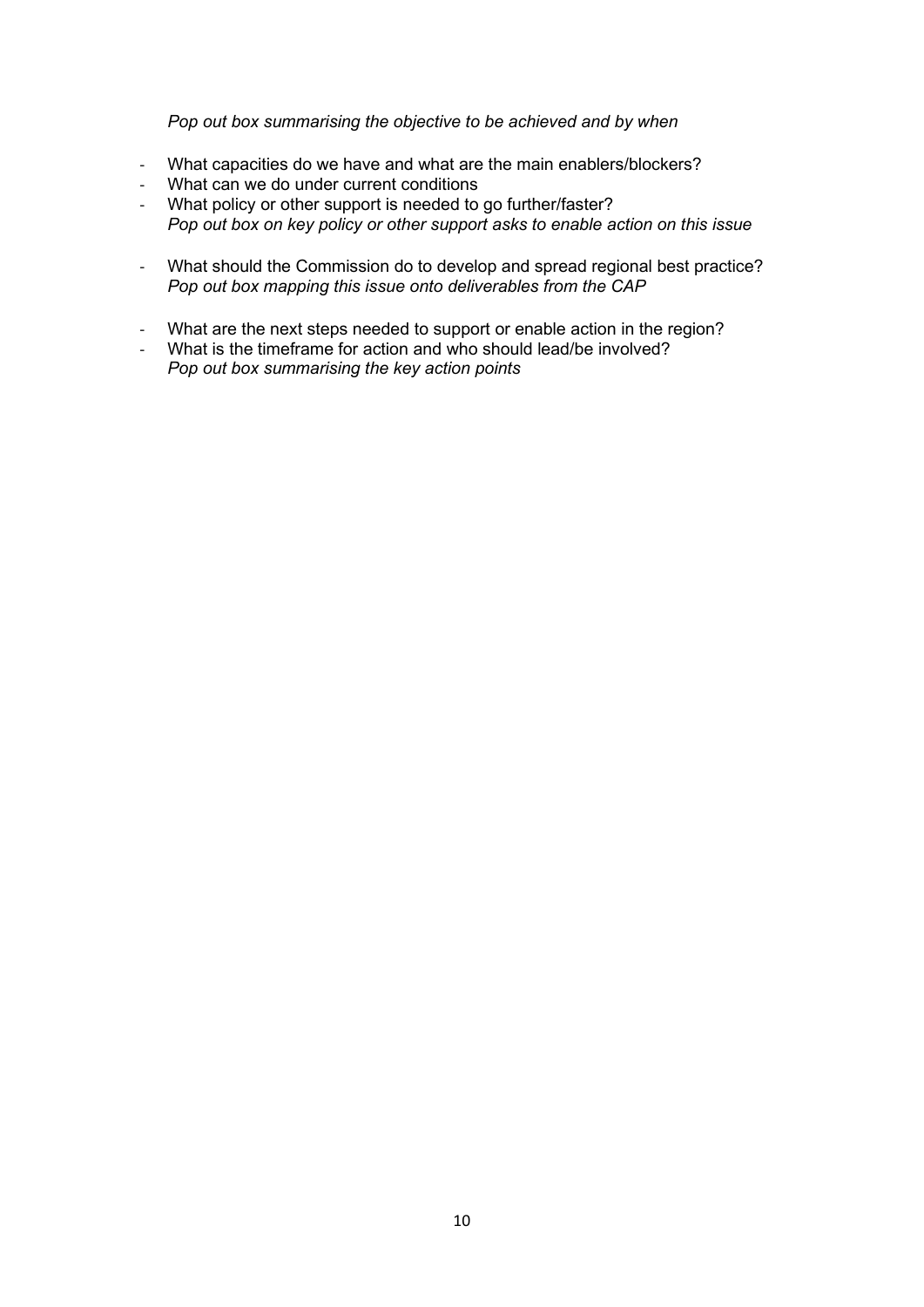*Pop out box summarising the objective to be achieved and by when*

- What capacities do we have and what are the main enablers/blockers?
- What can we do under current conditions
- What policy or other support is needed to go further/faster?
  *Pop out box on key policy or other support asks to enable action on this issue*

- What should the Commission do to develop and spread regional best practice?
  *Pop out box mapping this issue onto deliverables from the CAP*

- What are the next steps needed to support or enable action in the region?
- What is the timeframe for action and who should lead/be involved?
  *Pop out box summarising the key action points*